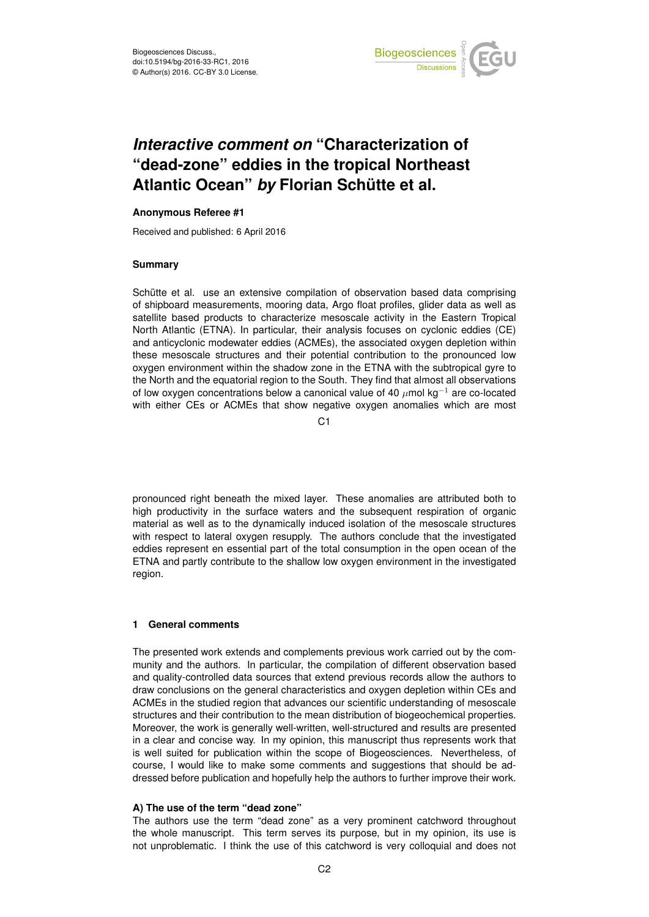# *Interactive comment on* "Characterization of "dead-zone" eddies in the tropical Northeast Atlantic Ocean" *by* Florian Schütte et al.

**Anonymous Referee #1**

Received and published: 6 April 2016

## Summary

Schütte et al. use an extensive compilation of observation based data comprising of shipboard measurements, mooring data, Argo float profiles, glider data as well as satellite based products to characterize mesoscale activity in the Eastern Tropical North Atlantic (ETNA). In particular, their analysis focuses on cyclonic eddies (CE) and anticyclonic modewater eddies (ACMEs), the associated oxygen depletion within these mesoscale structures and their potential contribution to the pronounced low oxygen environment within the shadow zone in the ETNA with the subtropical gyre to the North and the equatorial region to the South. They find that almost all observations of low oxygen concentrations below a canonical value of 40 $\mu$mol kg$^{-1}$ are co-located with either CEs or ACMEs that show negative oxygen anomalies which are most pronounced right beneath the mixed layer. These anomalies are attributed both to high productivity in the surface waters and the subsequent respiration of organic material as well as to the dynamically induced isolation of the mesoscale structures with respect to lateral oxygen resupply. The authors conclude that the investigated eddies represent en essential part of the total consumption in the open ocean of the ETNA and partly contribute to the shallow low oxygen environment in the investigated region.

## 1 General comments

The presented work extends and complements previous work carried out by the community and the authors. In particular, the compilation of different observation based and quality-controlled data sources that extend previous records allow the authors to draw conclusions on the general characteristics and oxygen depletion within CEs and ACMEs in the studied region that advances our scientific understanding of mesoscale structures and their contribution to the mean distribution of biogeochemical properties. Moreover, the work is generally well-written, well-structured and results are presented in a clear and concise way. In my opinion, this manuscript thus represents work that is well suited for publication within the scope of Biogeosciences. Nevertheless, of course, I would like to make some comments and suggestions that should be addressed before publication and hopefully help the authors to further improve their work.

**A) The use of the term "dead zone"**
The authors use the term "dead zone" as a very prominent catchword throughout the whole manuscript. This term serves its purpose, but in my opinion, its use is not unproblematic. I think the use of this catchword is very colloquial and does not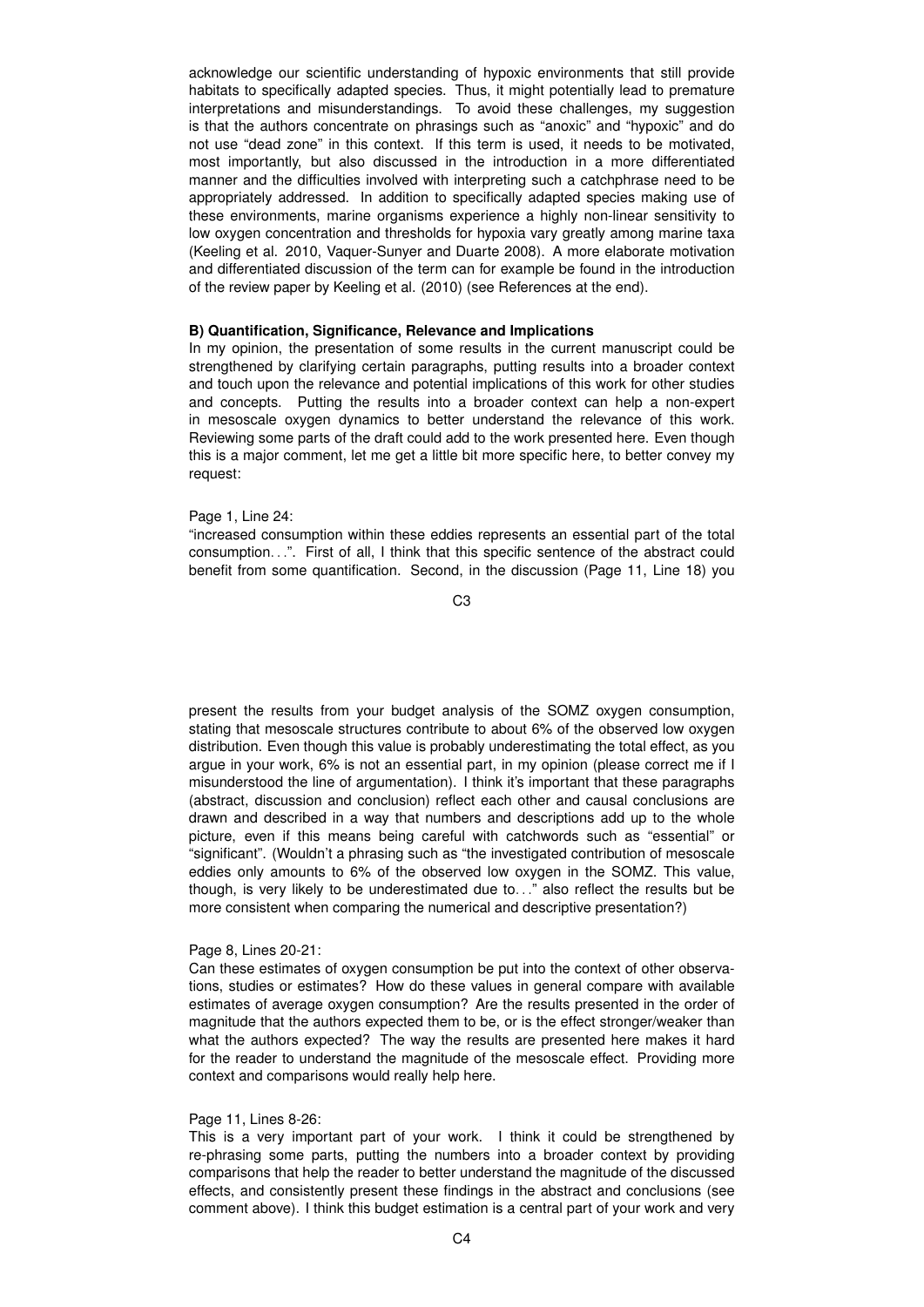acknowledge our scientific understanding of hypoxic environments that still provide habitats to specifically adapted species. Thus, it might potentially lead to premature interpretations and misunderstandings. To avoid these challenges, my suggestion is that the authors concentrate on phrasings such as "anoxic" and "hypoxic" and do not use "dead zone" in this context. If this term is used, it needs to be motivated, most importantly, but also discussed in the introduction in a more differentiated manner and the difficulties involved with interpreting such a catchphrase need to be appropriately addressed. In addition to specifically adapted species making use of these environments, marine organisms experience a highly non-linear sensitivity to low oxygen concentration and thresholds for hypoxia vary greatly among marine taxa (Keeling et al. 2010, Vaquer-Sunyer and Duarte 2008). A more elaborate motivation and differentiated discussion of the term can for example be found in the introduction of the review paper by Keeling et al. (2010) (see References at the end).

**B) Quantification, Significance, Relevance and Implications**

In my opinion, the presentation of some results in the current manuscript could be strengthened by clarifying certain paragraphs, putting results into a broader context and touch upon the relevance and potential implications of this work for other studies and concepts. Putting the results into a broader context can help a non-expert in mesoscale oxygen dynamics to better understand the relevance of this work. Reviewing some parts of the draft could add to the work presented here. Even though this is a major comment, let me get a little bit more specific here, to better convey my request:

Page 1, Line 24:
"increased consumption within these eddies represents an essential part of the total consumption…". First of all, I think that this specific sentence of the abstract could benefit from some quantification. Second, in the discussion (Page 11, Line 18) you present the results from your budget analysis of the SOMZ oxygen consumption, stating that mesoscale structures contribute to about 6% of the observed low oxygen distribution. Even though this value is probably underestimating the total effect, as you argue in your work, 6% is not an essential part, in my opinion (please correct me if I misunderstood the line of argumentation). I think it's important that these paragraphs (abstract, discussion and conclusion) reflect each other and causal conclusions are drawn and described in a way that numbers and descriptions add up to the whole picture, even if this means being careful with catchwords such as "essential" or "significant". (Wouldn't a phrasing such as "the investigated contribution of mesoscale eddies only amounts to 6% of the observed low oxygen in the SOMZ. This value, though, is very likely to be underestimated due to…" also reflect the results but be more consistent when comparing the numerical and descriptive presentation?)

Page 8, Lines 20-21:
Can these estimates of oxygen consumption be put into the context of other observations, studies or estimates? How do these values in general compare with available estimates of average oxygen consumption? Are the results presented in the order of magnitude that the authors expected them to be, or is the effect stronger/weaker than what the authors expected? The way the results are presented here makes it hard for the reader to understand the magnitude of the mesoscale effect. Providing more context and comparisons would really help here.

Page 11, Lines 8-26:
This is a very important part of your work. I think it could be strengthened by re-phrasing some parts, putting the numbers into a broader context by providing comparisons that help the reader to better understand the magnitude of the discussed effects, and consistently present these findings in the abstract and conclusions (see comment above). I think this budget estimation is a central part of your work and very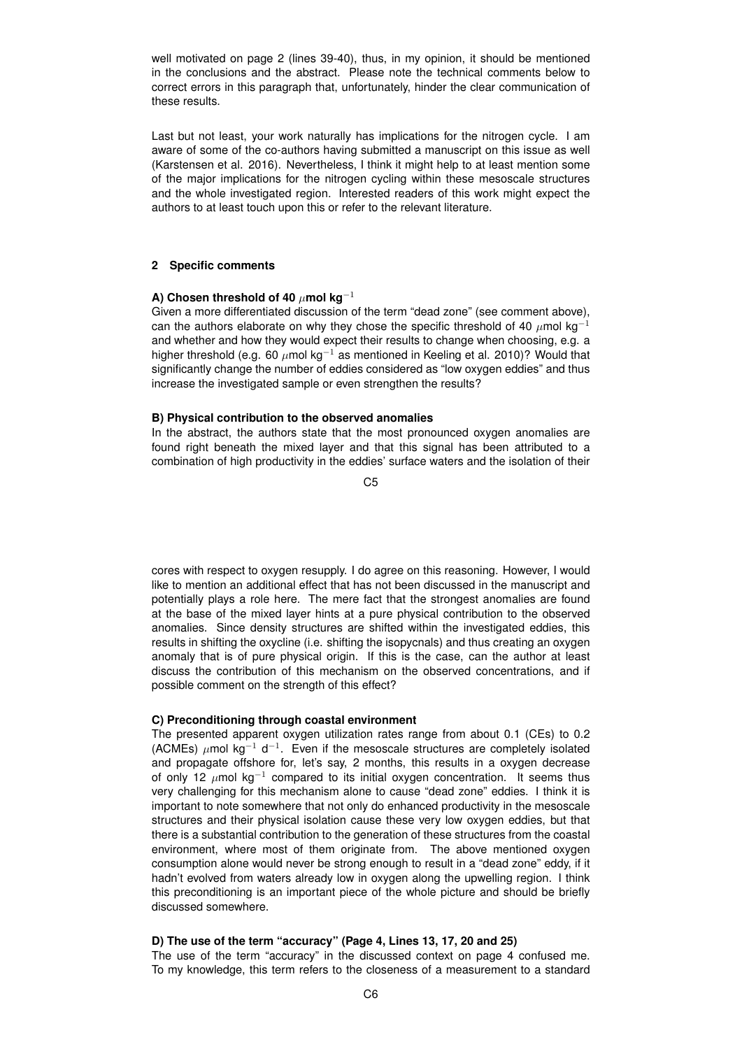well motivated on page 2 (lines 39-40), thus, in my opinion, it should be mentioned in the conclusions and the abstract. Please note the technical comments below to correct errors in this paragraph that, unfortunately, hinder the clear communication of these results.

Last but not least, your work naturally has implications for the nitrogen cycle. I am aware of some of the co-authors having submitted a manuscript on this issue as well (Karstensen et al. 2016). Nevertheless, I think it might help to at least mention some of the major implications for the nitrogen cycling within these mesoscale structures and the whole investigated region. Interested readers of this work might expect the authors to at least touch upon this or refer to the relevant literature.

## 2 Specific comments

**A) Chosen threshold of 40 $\mu$mol kg$^{-1}$**

Given a more differentiated discussion of the term "dead zone" (see comment above), can the authors elaborate on why they chose the specific threshold of 40 $\mu$mol kg$^{-1}$ and whether and how they would expect their results to change when choosing, e.g. a higher threshold (e.g. 60 $\mu$mol kg$^{-1}$ as mentioned in Keeling et al. 2010)? Would that significantly change the number of eddies considered as "low oxygen eddies" and thus increase the investigated sample or even strengthen the results?

**B) Physical contribution to the observed anomalies**

In the abstract, the authors state that the most pronounced oxygen anomalies are found right beneath the mixed layer and that this signal has been attributed to a combination of high productivity in the eddies' surface waters and the isolation of their cores with respect to oxygen resupply. I do agree on this reasoning. However, I would like to mention an additional effect that has not been discussed in the manuscript and potentially plays a role here. The mere fact that the strongest anomalies are found at the base of the mixed layer hints at a pure physical contribution to the observed anomalies. Since density structures are shifted within the investigated eddies, this results in shifting the oxycline (i.e. shifting the isopycnals) and thus creating an oxygen anomaly that is of pure physical origin. If this is the case, can the author at least discuss the contribution of this mechanism on the observed concentrations, and if possible comment on the strength of this effect?

**C) Preconditioning through coastal environment**

The presented apparent oxygen utilization rates range from about 0.1 (CEs) to 0.2 (ACMEs) $\mu$mol kg$^{-1}$ d$^{-1}$. Even if the mesoscale structures are completely isolated and propagate offshore for, let's say, 2 months, this results in a oxygen decrease of only 12 $\mu$mol kg$^{-1}$ compared to its initial oxygen concentration. It seems thus very challenging for this mechanism alone to cause "dead zone" eddies. I think it is important to note somewhere that not only do enhanced productivity in the mesoscale structures and their physical isolation cause these very low oxygen eddies, but that there is a substantial contribution to the generation of these structures from the coastal environment, where most of them originate from. The above mentioned oxygen consumption alone would never be strong enough to result in a "dead zone" eddy, if it hadn't evolved from waters already low in oxygen along the upwelling region. I think this preconditioning is an important piece of the whole picture and should be briefly discussed somewhere.

**D) The use of the term "accuracy" (Page 4, Lines 13, 17, 20 and 25)**

The use of the term "accuracy" in the discussed context on page 4 confused me. To my knowledge, this term refers to the closeness of a measurement to a standard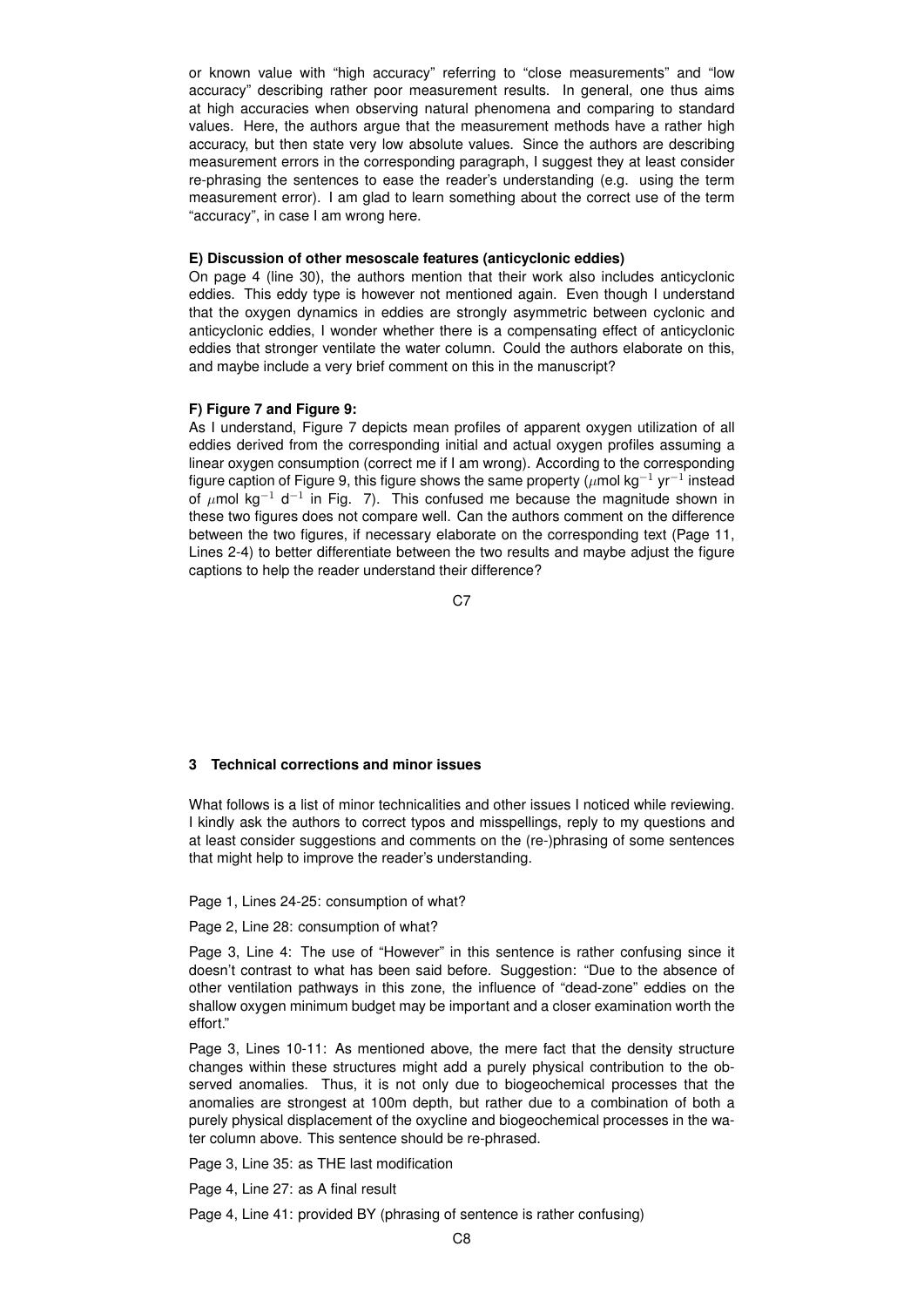or known value with "high accuracy" referring to "close measurements" and "low accuracy" describing rather poor measurement results. In general, one thus aims at high accuracies when observing natural phenomena and comparing to standard values. Here, the authors argue that the measurement methods have a rather high accuracy, but then state very low absolute values. Since the authors are describing measurement errors in the corresponding paragraph, I suggest they at least consider re-phrasing the sentences to ease the reader's understanding (e.g. using the term measurement error). I am glad to learn something about the correct use of the term "accuracy", in case I am wrong here.

**E) Discussion of other mesoscale features (anticyclonic eddies)**

On page 4 (line 30), the authors mention that their work also includes anticyclonic eddies. This eddy type is however not mentioned again. Even though I understand that the oxygen dynamics in eddies are strongly asymmetric between cyclonic and anticyclonic eddies, I wonder whether there is a compensating effect of anticyclonic eddies that stronger ventilate the water column. Could the authors elaborate on this, and maybe include a very brief comment on this in the manuscript?

**F) Figure 7 and Figure 9:**

As I understand, Figure 7 depicts mean profiles of apparent oxygen utilization of all eddies derived from the corresponding initial and actual oxygen profiles assuming a linear oxygen consumption (correct me if I am wrong). According to the corresponding figure caption of Figure 9, this figure shows the same property ($\mu$mol kg$^{-1}$ yr$^{-1}$ instead of $\mu$mol kg$^{-1}$ d$^{-1}$ in Fig. 7). This confused me because the magnitude shown in these two figures does not compare well. Can the authors comment on the difference between the two figures, if necessary elaborate on the corresponding text (Page 11, Lines 2-4) to better differentiate between the two results and maybe adjust the figure captions to help the reader understand their difference?

## 3 Technical corrections and minor issues

What follows is a list of minor technicalities and other issues I noticed while reviewing. I kindly ask the authors to correct typos and misspellings, reply to my questions and at least consider suggestions and comments on the (re-)phrasing of some sentences that might help to improve the reader's understanding.

Page 1, Lines 24-25: consumption of what?

Page 2, Line 28: consumption of what?

Page 3, Line 4: The use of "However" in this sentence is rather confusing since it doesn't contrast to what has been said before. Suggestion: "Due to the absence of other ventilation pathways in this zone, the influence of "dead-zone" eddies on the shallow oxygen minimum budget may be important and a closer examination worth the effort."

Page 3, Lines 10-11: As mentioned above, the mere fact that the density structure changes within these structures might add a purely physical contribution to the observed anomalies. Thus, it is not only due to biogeochemical processes that the anomalies are strongest at 100m depth, but rather due to a combination of both a purely physical displacement of the oxycline and biogeochemical processes in the water column above. This sentence should be re-phrased.

Page 3, Line 35: as THE last modification

Page 4, Line 27: as A final result

Page 4, Line 41: provided BY (phrasing of sentence is rather confusing)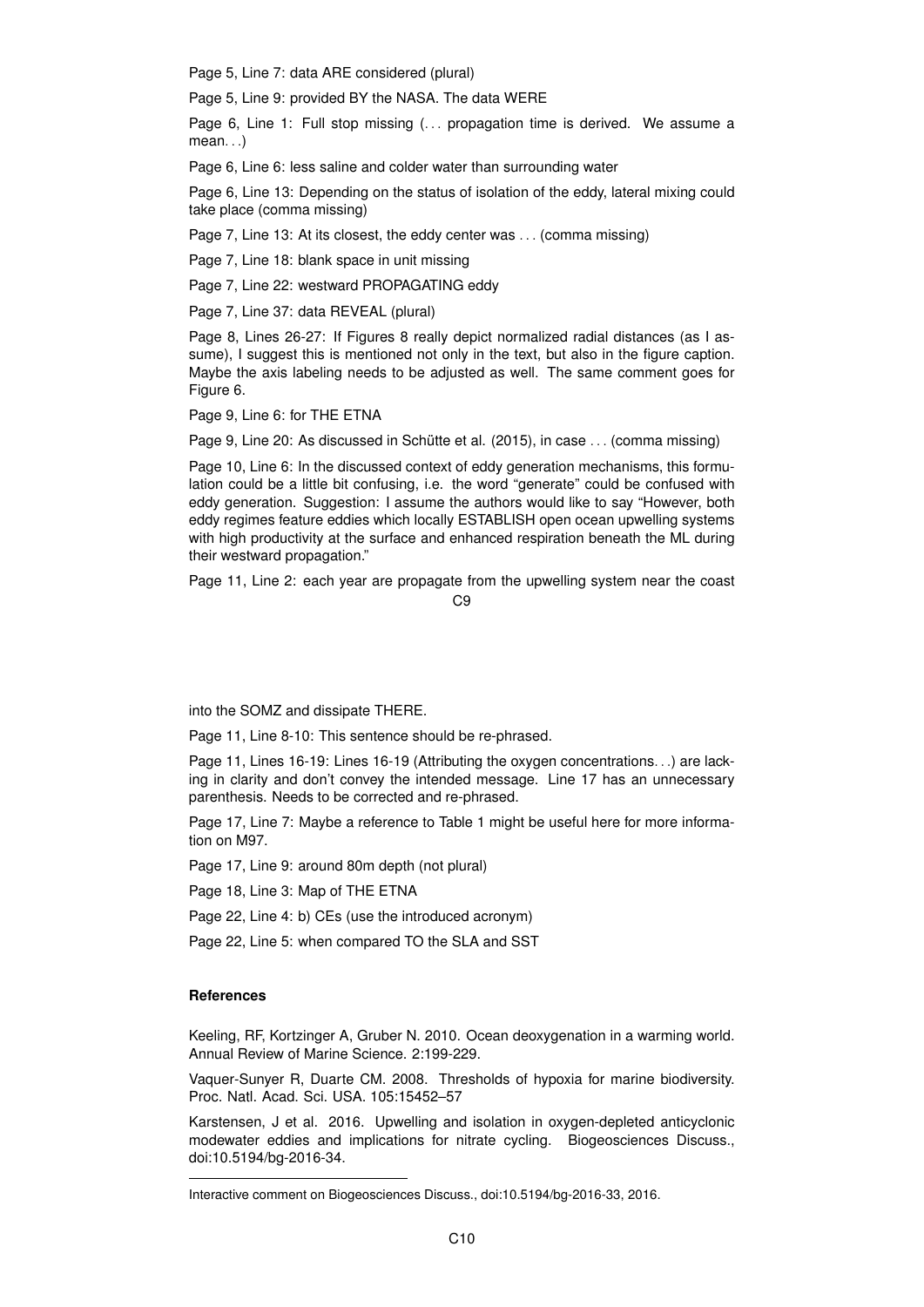Page 5, Line 7: data ARE considered (plural)

Page 5, Line 9: provided BY the NASA. The data WERE

Page 6, Line 1: Full stop missing (. . . propagation time is derived. We assume a mean. . .)

Page 6, Line 6: less saline and colder water than surrounding water

Page 6, Line 13: Depending on the status of isolation of the eddy, lateral mixing could take place (comma missing)

Page 7, Line 13: At its closest, the eddy center was . . . (comma missing)

Page 7, Line 18: blank space in unit missing

Page 7, Line 22: westward PROPAGATING eddy

Page 7, Line 37: data REVEAL (plural)

Page 8, Lines 26-27: If Figures 8 really depict normalized radial distances (as I assume), I suggest this is mentioned not only in the text, but also in the figure caption. Maybe the axis labeling needs to be adjusted as well. The same comment goes for Figure 6.

Page 9, Line 6: for THE ETNA

Page 9, Line 20: As discussed in Schütte et al. (2015), in case . . . (comma missing)

Page 10, Line 6: In the discussed context of eddy generation mechanisms, this formulation could be a little bit confusing, i.e. the word "generate" could be confused with eddy generation. Suggestion: I assume the authors would like to say "However, both eddy regimes feature eddies which locally ESTABLISH open ocean upwelling systems with high productivity at the surface and enhanced respiration beneath the ML during their westward propagation."

Page 11, Line 2: each year are propagate from the upwelling system near the coast into the SOMZ and dissipate THERE.

Page 11, Line 8-10: This sentence should be re-phrased.

Page 11, Lines 16-19: Lines 16-19 (Attributing the oxygen concentrations. . .) are lacking in clarity and don't convey the intended message. Line 17 has an unnecessary parenthesis. Needs to be corrected and re-phrased.

Page 17, Line 7: Maybe a reference to Table 1 might be useful here for more information on M97.

Page 17, Line 9: around 80m depth (not plural)

Page 18, Line 3: Map of THE ETNA

Page 22, Line 4: b) CEs (use the introduced acronym)

Page 22, Line 5: when compared TO the SLA and SST

### References

Keeling, RF, Kortzinger A, Gruber N. 2010. Ocean deoxygenation in a warming world. Annual Review of Marine Science. 2:199-229.

Vaquer-Sunyer R, Duarte CM. 2008. Thresholds of hypoxia for marine biodiversity. Proc. Natl. Acad. Sci. USA. 105:15452–57

Karstensen, J et al. 2016. Upwelling and isolation in oxygen-depleted anticyclonic modewater eddies and implications for nitrate cycling. Biogeosciences Discuss., doi:10.5194/bg-2016-34.

---

Interactive comment on Biogeosciences Discuss., doi:10.5194/bg-2016-33, 2016.